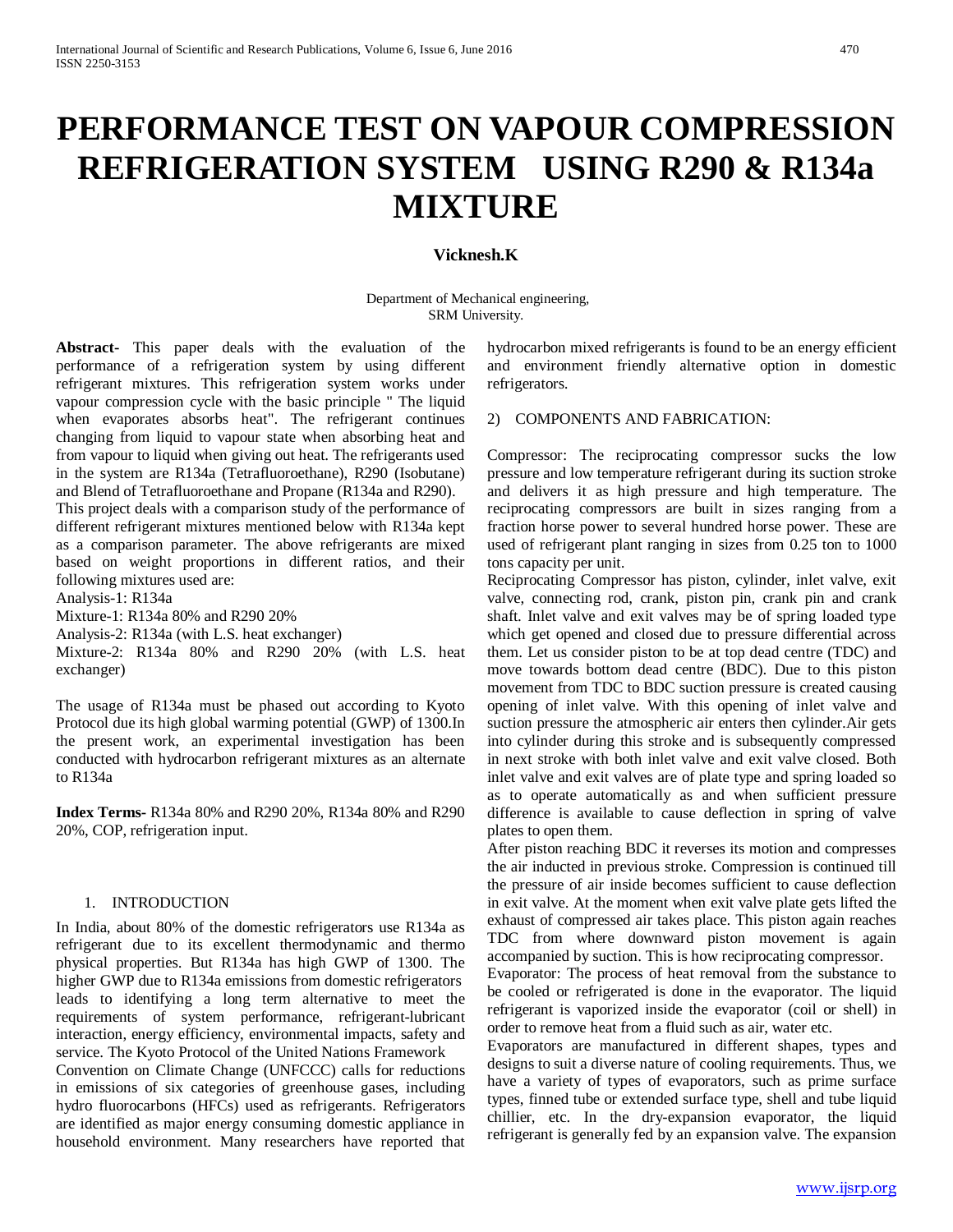# PERFORMANCE TEST ON VAPOUR COMPRESSION REFRIGERATION SYSTEM USING R290 & R134a MIXTURE

**Vicknesh.K**

Department of Mechanical engineering,
SRM University.

**Abstract-** This paper deals with the evaluation of the performance of a refrigeration system by using different refrigerant mixtures. This refrigeration system works under vapour compression cycle with the basic principle " The liquid when evaporates absorbs heat". The refrigerant continues changing from liquid to vapour state when absorbing heat and from vapour to liquid when giving out heat. The refrigerants used in the system are R134a (Tetrafluoroethane), R290 (Isobutane) and Blend of Tetrafluoroethane and Propane (R134a and R290).

This project deals with a comparison study of the performance of different refrigerant mixtures mentioned below with R134a kept as a comparison parameter. The above refrigerants are mixed based on weight proportions in different ratios, and their following mixtures used are:

Analysis-1: R134a

Mixture-1: R134a 80% and R290 20%

Analysis-2: R134a (with L.S. heat exchanger)

Mixture-2: R134a 80% and R290 20% (with L.S. heat exchanger)

The usage of R134a must be phased out according to Kyoto Protocol due its high global warming potential (GWP) of 1300.In the present work, an experimental investigation has been conducted with hydrocarbon refrigerant mixtures as an alternate to R134a

**Index Terms-** R134a 80% and R290 20%, R134a 80% and R290 20%, COP, refrigeration input.

## 1. INTRODUCTION

In India, about 80% of the domestic refrigerators use R134a as refrigerant due to its excellent thermodynamic and thermo physical properties. But R134a has high GWP of 1300. The higher GWP due to R134a emissions from domestic refrigerators leads to identifying a long term alternative to meet the requirements of system performance, refrigerant-lubricant interaction, energy efficiency, environmental impacts, safety and service. The Kyoto Protocol of the United Nations Framework Convention on Climate Change (UNFCCC) calls for reductions in emissions of six categories of greenhouse gases, including hydro fluorocarbons (HFCs) used as refrigerants. Refrigerators are identified as major energy consuming domestic appliance in household environment. Many researchers have reported that hydrocarbon mixed refrigerants is found to be an energy efficient and environment friendly alternative option in domestic refrigerators.

## 2) COMPONENTS AND FABRICATION:

Compressor: The reciprocating compressor sucks the low pressure and low temperature refrigerant during its suction stroke and delivers it as high pressure and high temperature. The reciprocating compressors are built in sizes ranging from a fraction horse power to several hundred horse power. These are used of refrigerant plant ranging in sizes from 0.25 ton to 1000 tons capacity per unit.

Reciprocating Compressor has piston, cylinder, inlet valve, exit valve, connecting rod, crank, piston pin, crank pin and crank shaft. Inlet valve and exit valves may be of spring loaded type which get opened and closed due to pressure differential across them. Let us consider piston to be at top dead centre (TDC) and move towards bottom dead centre (BDC). Due to this piston movement from TDC to BDC suction pressure is created causing opening of inlet valve. With this opening of inlet valve and suction pressure the atmospheric air enters then cylinder.Air gets into cylinder during this stroke and is subsequently compressed in next stroke with both inlet valve and exit valve closed. Both inlet valve and exit valves are of plate type and spring loaded so as to operate automatically as and when sufficient pressure difference is available to cause deflection in spring of valve plates to open them.

After piston reaching BDC it reverses its motion and compresses the air inducted in previous stroke. Compression is continued till the pressure of air inside becomes sufficient to cause deflection in exit valve. At the moment when exit valve plate gets lifted the exhaust of compressed air takes place. This piston again reaches TDC from where downward piston movement is again accompanied by suction. This is how reciprocating compressor.

Evaporator: The process of heat removal from the substance to be cooled or refrigerated is done in the evaporator. The liquid refrigerant is vaporized inside the evaporator (coil or shell) in order to remove heat from a fluid such as air, water etc.

Evaporators are manufactured in different shapes, types and designs to suit a diverse nature of cooling requirements. Thus, we have a variety of types of evaporators, such as prime surface types, finned tube or extended surface type, shell and tube liquid chillier, etc. In the dry-expansion evaporator, the liquid refrigerant is generally fed by an expansion valve. The expansion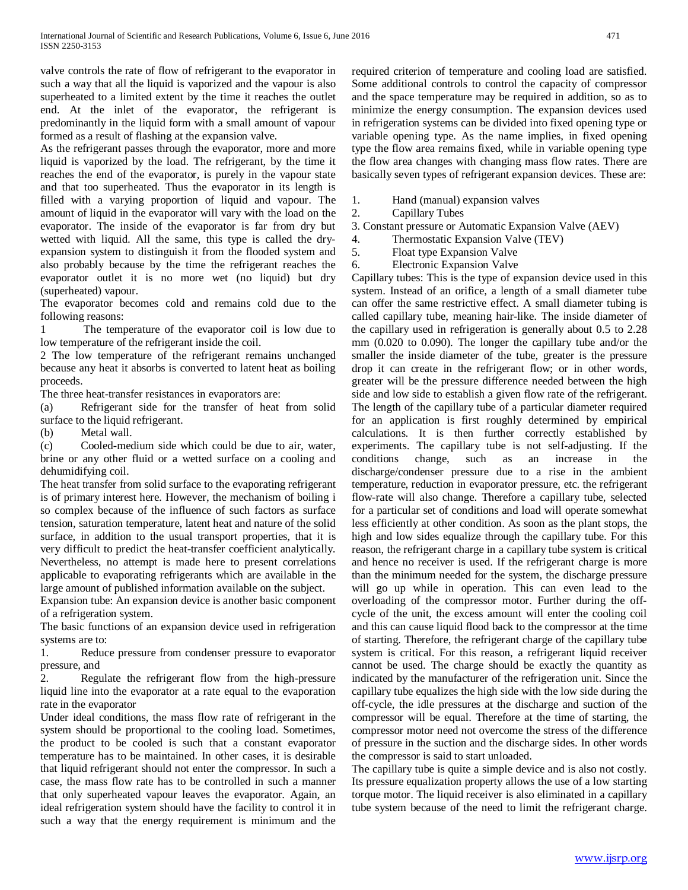valve controls the rate of flow of refrigerant to the evaporator in such a way that all the liquid is vaporized and the vapour is also superheated to a limited extent by the time it reaches the outlet end. At the inlet of the evaporator, the refrigerant is predominantly in the liquid form with a small amount of vapour formed as a result of flashing at the expansion valve.

As the refrigerant passes through the evaporator, more and more liquid is vaporized by the load. The refrigerant, by the time it reaches the end of the evaporator, is purely in the vapour state and that too superheated. Thus the evaporator in its length is filled with a varying proportion of liquid and vapour. The amount of liquid in the evaporator will vary with the load on the evaporator. The inside of the evaporator is far from dry but wetted with liquid. All the same, this type is called the dry-expansion system to distinguish it from the flooded system and also probably because by the time the refrigerant reaches the evaporator outlet it is no more wet (no liquid) but dry (superheated) vapour.

The evaporator becomes cold and remains cold due to the following reasons:

1 The temperature of the evaporator coil is low due to low temperature of the refrigerant inside the coil.

2 The low temperature of the refrigerant remains unchanged because any heat it absorbs is converted to latent heat as boiling proceeds.

The three heat-transfer resistances in evaporators are:

(a) Refrigerant side for the transfer of heat from solid surface to the liquid refrigerant.

(b) Metal wall.

(c) Cooled-medium side which could be due to air, water, brine or any other fluid or a wetted surface on a cooling and dehumidifying coil.

The heat transfer from solid surface to the evaporating refrigerant is of primary interest here. However, the mechanism of boiling i so complex because of the influence of such factors as surface tension, saturation temperature, latent heat and nature of the solid surface, in addition to the usual transport properties, that it is very difficult to predict the heat-transfer coefficient analytically. Nevertheless, no attempt is made here to present correlations applicable to evaporating refrigerants which are available in the large amount of published information available on the subject.

Expansion tube: An expansion device is another basic component of a refrigeration system.

The basic functions of an expansion device used in refrigeration systems are to:

1. Reduce pressure from condenser pressure to evaporator pressure, and
2. Regulate the refrigerant flow from the high-pressure liquid line into the evaporator at a rate equal to the evaporation rate in the evaporator

Under ideal conditions, the mass flow rate of refrigerant in the system should be proportional to the cooling load. Sometimes, the product to be cooled is such that a constant evaporator temperature has to be maintained. In other cases, it is desirable that liquid refrigerant should not enter the compressor. In such a case, the mass flow rate has to be controlled in such a manner that only superheated vapour leaves the evaporator. Again, an ideal refrigeration system should have the facility to control it in such a way that the energy requirement is minimum and the required criterion of temperature and cooling load are satisfied. Some additional controls to control the capacity of compressor and the space temperature may be required in addition, so as to minimize the energy consumption. The expansion devices used in refrigeration systems can be divided into fixed opening type or variable opening type. As the name implies, in fixed opening type the flow area remains fixed, while in variable opening type the flow area changes with changing mass flow rates. There are basically seven types of refrigerant expansion devices. These are:

1. Hand (manual) expansion valves
2. Capillary Tubes
3. Constant pressure or Automatic Expansion Valve (AEV)
4. Thermostatic Expansion Valve (TEV)
5. Float type Expansion Valve
6. Electronic Expansion Valve

Capillary tubes: This is the type of expansion device used in this system. Instead of an orifice, a length of a small diameter tube can offer the same restrictive effect. A small diameter tubing is called capillary tube, meaning hair-like. The inside diameter of the capillary used in refrigeration is generally about 0.5 to 2.28 mm (0.020 to 0.090). The longer the capillary tube and/or the smaller the inside diameter of the tube, greater is the pressure drop it can create in the refrigerant flow; or in other words, greater will be the pressure difference needed between the high side and low side to establish a given flow rate of the refrigerant. The length of the capillary tube of a particular diameter required for an application is first roughly determined by empirical calculations. It is then further correctly established by experiments. The capillary tube is not self-adjusting. If the conditions change, such as an increase in the discharge/condenser pressure due to a rise in the ambient temperature, reduction in evaporator pressure, etc. the refrigerant flow-rate will also change. Therefore a capillary tube, selected for a particular set of conditions and load will operate somewhat less efficiently at other condition. As soon as the plant stops, the high and low sides equalize through the capillary tube. For this reason, the refrigerant charge in a capillary tube system is critical and hence no receiver is used. If the refrigerant charge is more than the minimum needed for the system, the discharge pressure will go up while in operation. This can even lead to the overloading of the compressor motor. Further during the off-cycle of the unit, the excess amount will enter the cooling coil and this can cause liquid flood back to the compressor at the time of starting. Therefore, the refrigerant charge of the capillary tube system is critical. For this reason, a refrigerant liquid receiver cannot be used. The charge should be exactly the quantity as indicated by the manufacturer of the refrigeration unit. Since the capillary tube equalizes the high side with the low side during the off-cycle, the idle pressures at the discharge and suction of the compressor will be equal. Therefore at the time of starting, the compressor motor need not overcome the stress of the difference of pressure in the suction and the discharge sides. In other words the compressor is said to start unloaded.

The capillary tube is quite a simple device and is also not costly. Its pressure equalization property allows the use of a low starting torque motor. The liquid receiver is also eliminated in a capillary tube system because of the need to limit the refrigerant charge.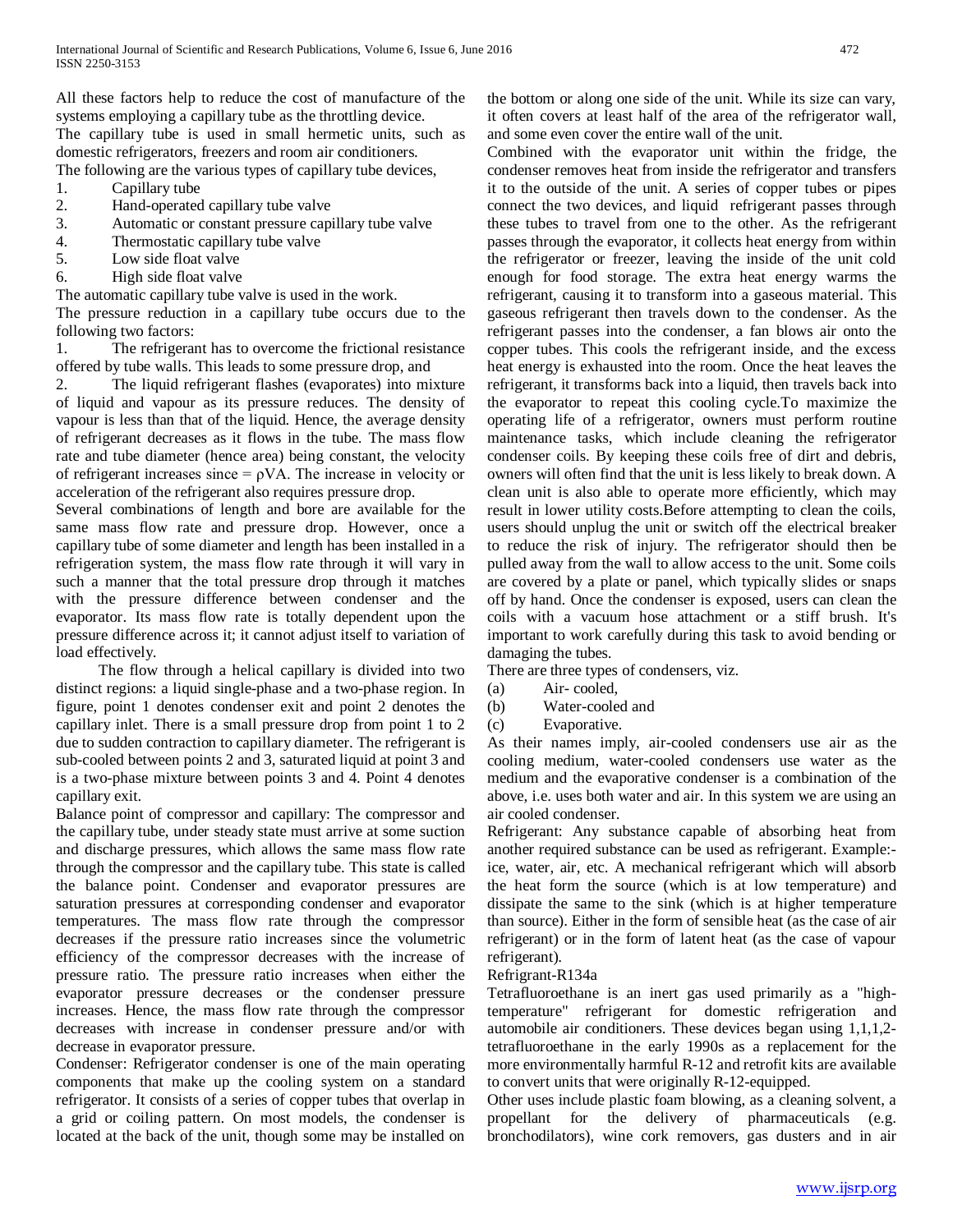All these factors help to reduce the cost of manufacture of the systems employing a capillary tube as the throttling device.

The capillary tube is used in small hermetic units, such as domestic refrigerators, freezers and room air conditioners.

The following are the various types of capillary tube devices,

1. Capillary tube
2. Hand-operated capillary tube valve
3. Automatic or constant pressure capillary tube valve
4. Thermostatic capillary tube valve
5. Low side float valve
6. High side float valve

The automatic capillary tube valve is used in the work.

The pressure reduction in a capillary tube occurs due to the following two factors:

1. The refrigerant has to overcome the frictional resistance offered by tube walls. This leads to some pressure drop, and
2. The liquid refrigerant flashes (evaporates) into mixture of liquid and vapour as its pressure reduces. The density of vapour is less than that of the liquid. Hence, the average density of refrigerant decreases as it flows in the tube. The mass flow rate and tube diameter (hence area) being constant, the velocity of refrigerant increases since = ρVA. The increase in velocity or acceleration of the refrigerant also requires pressure drop.

Several combinations of length and bore are available for the same mass flow rate and pressure drop. However, once a capillary tube of some diameter and length has been installed in a refrigeration system, the mass flow rate through it will vary in such a manner that the total pressure drop through it matches with the pressure difference between condenser and the evaporator. Its mass flow rate is totally dependent upon the pressure difference across it; it cannot adjust itself to variation of load effectively.

The flow through a helical capillary is divided into two distinct regions: a liquid single-phase and a two-phase region. In figure, point 1 denotes condenser exit and point 2 denotes the capillary inlet. There is a small pressure drop from point 1 to 2 due to sudden contraction to capillary diameter. The refrigerant is sub-cooled between points 2 and 3, saturated liquid at point 3 and is a two-phase mixture between points 3 and 4. Point 4 denotes capillary exit.

Balance point of compressor and capillary: The compressor and the capillary tube, under steady state must arrive at some suction and discharge pressures, which allows the same mass flow rate through the compressor and the capillary tube. This state is called the balance point. Condenser and evaporator pressures are saturation pressures at corresponding condenser and evaporator temperatures. The mass flow rate through the compressor decreases if the pressure ratio increases since the volumetric efficiency of the compressor decreases with the increase of pressure ratio. The pressure ratio increases when either the evaporator pressure decreases or the condenser pressure increases. Hence, the mass flow rate through the compressor decreases with increase in condenser pressure and/or with decrease in evaporator pressure.

Condenser: Refrigerator condenser is one of the main operating components that make up the cooling system on a standard refrigerator. It consists of a series of copper tubes that overlap in a grid or coiling pattern. On most models, the condenser is located at the back of the unit, though some may be installed on the bottom or along one side of the unit. While its size can vary, it often covers at least half of the area of the refrigerator wall, and some even cover the entire wall of the unit.

Combined with the evaporator unit within the fridge, the condenser removes heat from inside the refrigerator and transfers it to the outside of the unit. A series of copper tubes or pipes connect the two devices, and liquid refrigerant passes through these tubes to travel from one to the other. As the refrigerant passes through the evaporator, it collects heat energy from within the refrigerator or freezer, leaving the inside of the unit cold enough for food storage. The extra heat energy warms the refrigerant, causing it to transform into a gaseous material. This gaseous refrigerant then travels down to the condenser. As the refrigerant passes into the condenser, a fan blows air onto the copper tubes. This cools the refrigerant inside, and the excess heat energy is exhausted into the room. Once the heat leaves the refrigerant, it transforms back into a liquid, then travels back into the evaporator to repeat this cooling cycle.To maximize the operating life of a refrigerator, owners must perform routine maintenance tasks, which include cleaning the refrigerator condenser coils. By keeping these coils free of dirt and debris, owners will often find that the unit is less likely to break down. A clean unit is also able to operate more efficiently, which may result in lower utility costs.Before attempting to clean the coils, users should unplug the unit or switch off the electrical breaker to reduce the risk of injury. The refrigerator should then be pulled away from the wall to allow access to the unit. Some coils are covered by a plate or panel, which typically slides or snaps off by hand. Once the condenser is exposed, users can clean the coils with a vacuum hose attachment or a stiff brush. It's important to work carefully during this task to avoid bending or damaging the tubes.

There are three types of condensers, viz.

(a) Air- cooled,
(b) Water-cooled and
(c) Evaporative.

As their names imply, air-cooled condensers use air as the cooling medium, water-cooled condensers use water as the medium and the evaporative condenser is a combination of the above, i.e. uses both water and air. In this system we are using an air cooled condenser.

Refrigerant: Any substance capable of absorbing heat from another required substance can be used as refrigerant. Example:- ice, water, air, etc. A mechanical refrigerant which will absorb the heat form the source (which is at low temperature) and dissipate the same to the sink (which is at higher temperature than source). Either in the form of sensible heat (as the case of air refrigerant) or in the form of latent heat (as the case of vapour refrigerant).

Refrigrant-R134a

Tetrafluoroethane is an inert gas used primarily as a "high-temperature" refrigerant for domestic refrigeration and automobile air conditioners. These devices began using 1,1,1,2-tetrafluoroethane in the early 1990s as a replacement for the more environmentally harmful R-12 and retrofit kits are available to convert units that were originally R-12-equipped.

Other uses include plastic foam blowing, as a cleaning solvent, a propellant for the delivery of pharmaceuticals (e.g. bronchodilators), wine cork removers, gas dusters and in air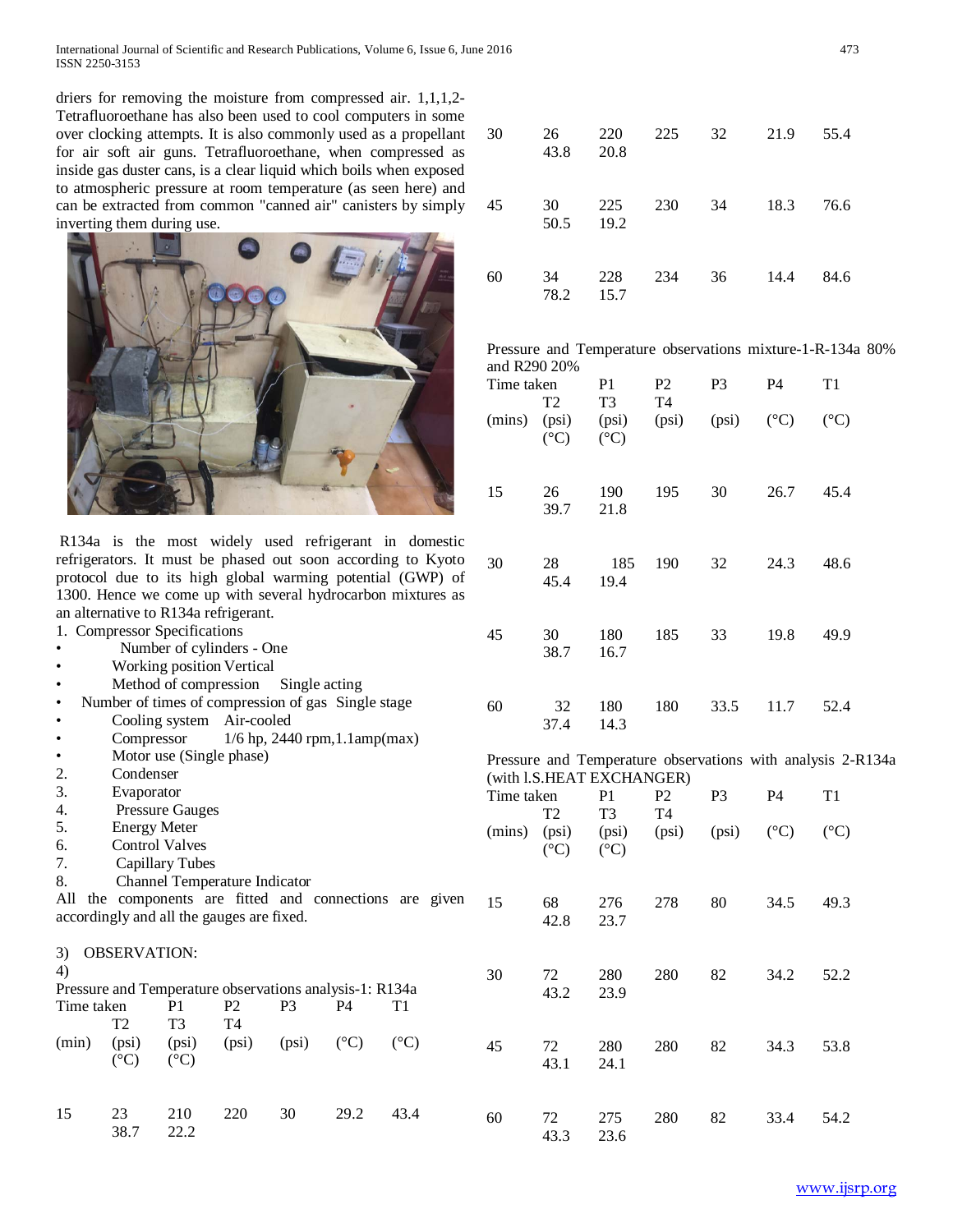driers for removing the moisture from compressed air. 1,1,1,2-Tetrafluoroethane has also been used to cool computers in some over clocking attempts. It is also commonly used as a propellant for air soft air guns. Tetrafluoroethane, when compressed as inside gas duster cans, is a clear liquid which boils when exposed to atmospheric pressure at room temperature (as seen here) and can be extracted from common "canned air" canisters by simply inverting them during use.

R134a is the most widely used refrigerant in domestic refrigerators. It must be phased out soon according to Kyoto protocol due to its high global warming potential (GWP) of 1300. Hence we come up with several hydrocarbon mixtures as an alternative to R134a refrigerant.

1. Compressor Specifications
   - Number of cylinders - One
   - Working position Vertical
   - Method of compression Single acting
   - Number of times of compression of gas Single stage
   - Cooling system Air-cooled
   - Compressor 1/6 hp, 2440 rpm,1.1amp(max)
   - Motor use (Single phase)
2. Condenser
3. Evaporator
4. Pressure Gauges
5. Energy Meter
6. Control Valves
7. Capillary Tubes
8. Channel Temperature Indicator

All the components are fitted and connections are given accordingly and all the gauges are fixed.

3) OBSERVATION:

4)

Pressure and Temperature observations analysis-1: R134a

| Time taken (min) | P1 (psi) | P2 (psi) | P3 (psi) | P4 (psi) | T1 (°C) | T2 (°C) | T3 (°C) | T4 |
|---|---|---|---|---|---|---|---|---|
| 15 | 23 | 210 | 220 | 30 | 29.2 | 43.4 | 38.7 | 22.2 |
| 30 | 26 | 220 | 225 | 32 | 21.9 | 55.4 | 43.8 | 20.8 |
| 45 | 30 | 225 | 230 | 34 | 18.3 | 76.6 | 50.5 | 19.2 |
| 60 | 34 | 228 | 234 | 36 | 14.4 | 84.6 | 78.2 | 15.7 |

Pressure and Temperature observations mixture-1-R-134a 80% and R290 20%

| Time taken (mins) | P1 (psi) | P2 (psi) | P3 (psi) | P4 (psi) | T1 (°C) | T2 (°C) | T3 (°C) | T4 |
|---|---|---|---|---|---|---|---|---|
| 15 | 26 | 190 | 195 | 30 | 26.7 | 45.4 | 39.7 | 21.8 |
| 30 | 28 | 185 | 190 | 32 | 24.3 | 48.6 | 45.4 | 19.4 |
| 45 | 30 | 180 | 185 | 33 | 19.8 | 49.9 | 38.7 | 16.7 |
| 60 | 32 | 180 | 180 | 33.5 | 11.7 | 52.4 | 37.4 | 14.3 |

Pressure and Temperature observations with analysis 2-R134a (with l.S.HEAT EXCHANGER)

| Time taken (mins) | P1 (psi) | P2 (psi) | P3 (psi) | P4 (psi) | T1 (°C) | T2 (°C) | T3 (°C) | T4 |
|---|---|---|---|---|---|---|---|---|
| 15 | 68 | 276 | 278 | 80 | 34.5 | 49.3 | 42.8 | 23.7 |
| 30 | 72 | 280 | 280 | 82 | 34.2 | 52.2 | 43.2 | 23.9 |
| 45 | 72 | 280 | 280 | 82 | 34.3 | 53.8 | 43.1 | 24.1 |
| 60 | 72 | 275 | 280 | 82 | 33.4 | 54.2 | 43.3 | 23.6 |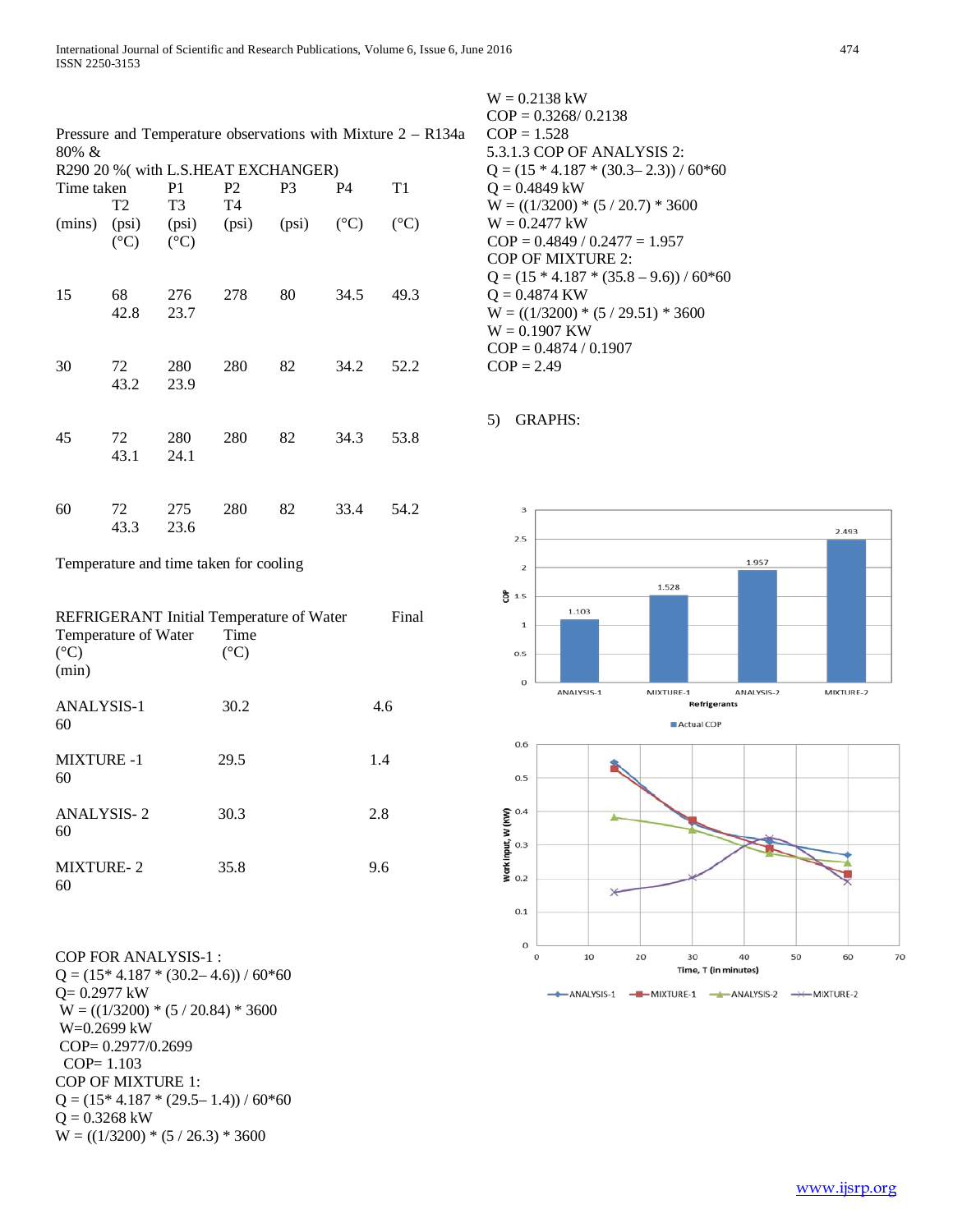Pressure and Temperature observations with Mixture 2 – R134a 80% & R290 20 %( with L.S.HEAT EXCHANGER)

| Time taken (mins) | P1 (psi) | P2 (psi) | P3 (psi) | P4 (psi) | T1 (°C) | T2 (°C) | T3 (°C) | T4 (°C) |
|---|---|---|---|---|---|---|---|---|
| 15 | 68 | 276 | 278 | 80 | 34.5 | 49.3 | 42.8 | 23.7 |
| 30 | 72 | 280 | 280 | 82 | 34.2 | 52.2 | 43.2 | 23.9 |
| 45 | 72 | 280 | 280 | 82 | 34.3 | 53.8 | 43.1 | 24.1 |
| 60 | 72 | 275 | 280 | 82 | 33.4 | 54.2 | 43.3 | 23.6 |

Temperature and time taken for cooling

| REFRIGERANT | Initial Temperature of Water (°C) | Final Temperature of Water (°C) | Time (min) |
|---|---|---|---|
| ANALYSIS-1 | 30.2 | 4.6 | 60 |
| MIXTURE -1 | 29.5 | 1.4 | 60 |
| ANALYSIS- 2 | 30.3 | 2.8 | 60 |
| MIXTURE- 2 | 35.8 | 9.6 | 60 |

COP FOR ANALYSIS-1 :

Q = (15* 4.187 * (30.2– 4.6)) / 60*60

Q= 0.2977 kW

W = ((1/3200) * (5 / 20.84) * 3600

W=0.2699 kW

COP= 0.2977/0.2699

COP= 1.103

COP OF MIXTURE 1:

Q = (15* 4.187 * (29.5– 1.4)) / 60*60

Q = 0.3268 kW

W = ((1/3200) * (5 / 26.3) * 3600

W = 0.2138 kW

COP = 0.3268/ 0.2138

COP = 1.528

5.3.1.3 COP OF ANALYSIS 2:

Q = (15 * 4.187 * (30.3– 2.3)) / 60*60

Q = 0.4849 kW

W = ((1/3200) * (5 / 20.7) * 3600

W = 0.2477 kW

COP = 0.4849 / 0.2477 = 1.957

COP OF MIXTURE 2:

Q = (15 * 4.187 * (35.8 – 9.6)) / 60*60

Q = 0.4874 KW

W = ((1/3200) * (5 / 29.51) * 3600

W = 0.1907 KW

COP = 0.4874 / 0.1907

COP = 2.49

5) GRAPHS: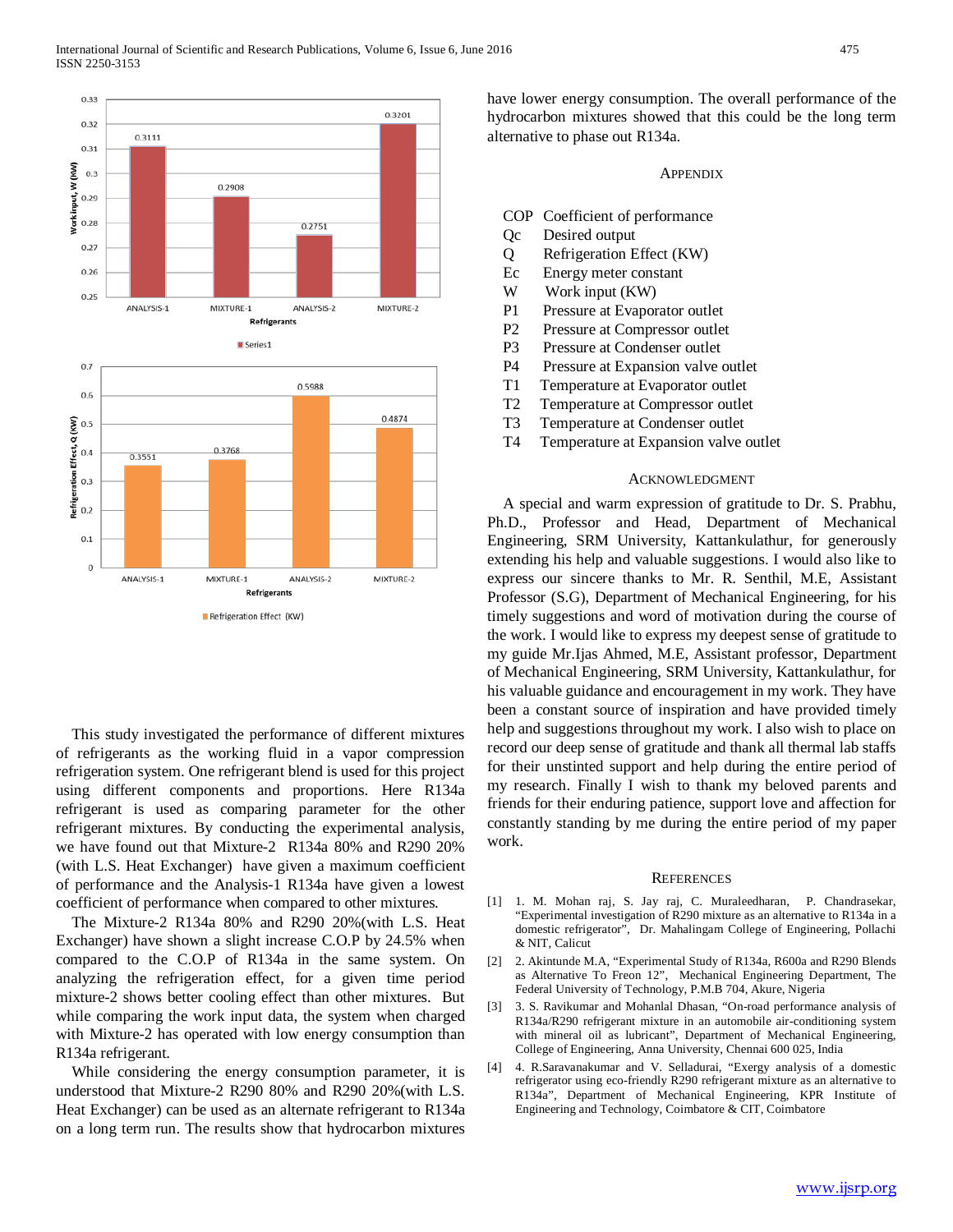This study investigated the performance of different mixtures of refrigerants as the working fluid in a vapor compression refrigeration system. One refrigerant blend is used for this project using different components and proportions. Here R134a refrigerant is used as comparing parameter for the other refrigerant mixtures. By conducting the experimental analysis, we have found out that Mixture-2 R134a 80% and R290 20% (with L.S. Heat Exchanger) have given a maximum coefficient of performance and the Analysis-1 R134a have given a lowest coefficient of performance when compared to other mixtures.

The Mixture-2 R134a 80% and R290 20%(with L.S. Heat Exchanger) have shown a slight increase C.O.P by 24.5% when compared to the C.O.P of R134a in the same system. On analyzing the refrigeration effect, for a given time period mixture-2 shows better cooling effect than other mixtures. But while comparing the work input data, the system when charged with Mixture-2 has operated with low energy consumption than R134a refrigerant.

While considering the energy consumption parameter, it is understood that Mixture-2 R290 80% and R290 20%(with L.S. Heat Exchanger) can be used as an alternate refrigerant to R134a on a long term run. The results show that hydrocarbon mixtures have lower energy consumption. The overall performance of the hydrocarbon mixtures showed that this could be the long term alternative to phase out R134a.

## APPENDIX

| | |
|---|---|
| COP | Coefficient of performance |
| Qc | Desired output |
| Q | Refrigeration Effect (KW) |
| Ec | Energy meter constant |
| W | Work input (KW) |
| P1 | Pressure at Evaporator outlet |
| P2 | Pressure at Compressor outlet |
| P3 | Pressure at Condenser outlet |
| P4 | Pressure at Expansion valve outlet |
| T1 | Temperature at Evaporator outlet |
| T2 | Temperature at Compressor outlet |
| T3 | Temperature at Condenser outlet |
| T4 | Temperature at Expansion valve outlet |

## ACKNOWLEDGMENT

A special and warm expression of gratitude to Dr. S. Prabhu, Ph.D., Professor and Head, Department of Mechanical Engineering, SRM University, Kattankulathur, for generously extending his help and valuable suggestions. I would also like to express our sincere thanks to Mr. R. Senthil, M.E, Assistant Professor (S.G), Department of Mechanical Engineering, for his timely suggestions and word of motivation during the course of the work. I would like to express my deepest sense of gratitude to my guide Mr.Ijas Ahmed, M.E, Assistant professor, Department of Mechanical Engineering, SRM University, Kattankulathur, for his valuable guidance and encouragement in my work. They have been a constant source of inspiration and have provided timely help and suggestions throughout my work. I also wish to place on record our deep sense of gratitude and thank all thermal lab staffs for their unstinted support and help during the entire period of my research. Finally I wish to thank my beloved parents and friends for their enduring patience, support love and affection for constantly standing by me during the entire period of my paper work.

## REFERENCES

[1] 1. M. Mohan raj, S. Jay raj, C. Muraleedharan, P. Chandrasekar, "Experimental investigation of R290 mixture as an alternative to R134a in a domestic refrigerator", Dr. Mahalingam College of Engineering, Pollachi & NIT, Calicut

[2] 2. Akintunde M.A, "Experimental Study of R134a, R600a and R290 Blends as Alternative To Freon 12", Mechanical Engineering Department, The Federal University of Technology, P.M.B 704, Akure, Nigeria

[3] 3. S. Ravikumar and Mohanlal Dhasan, "On-road performance analysis of R134a/R290 refrigerant mixture in an automobile air-conditioning system with mineral oil as lubricant", Department of Mechanical Engineering, College of Engineering, Anna University, Chennai 600 025, India

[4] 4. R.Saravanakumar and V. Selladurai, "Exergy analysis of a domestic refrigerator using eco-friendly R290 refrigerant mixture as an alternative to R134a", Department of Mechanical Engineering, KPR Institute of Engineering and Technology, Coimbatore & CIT, Coimbatore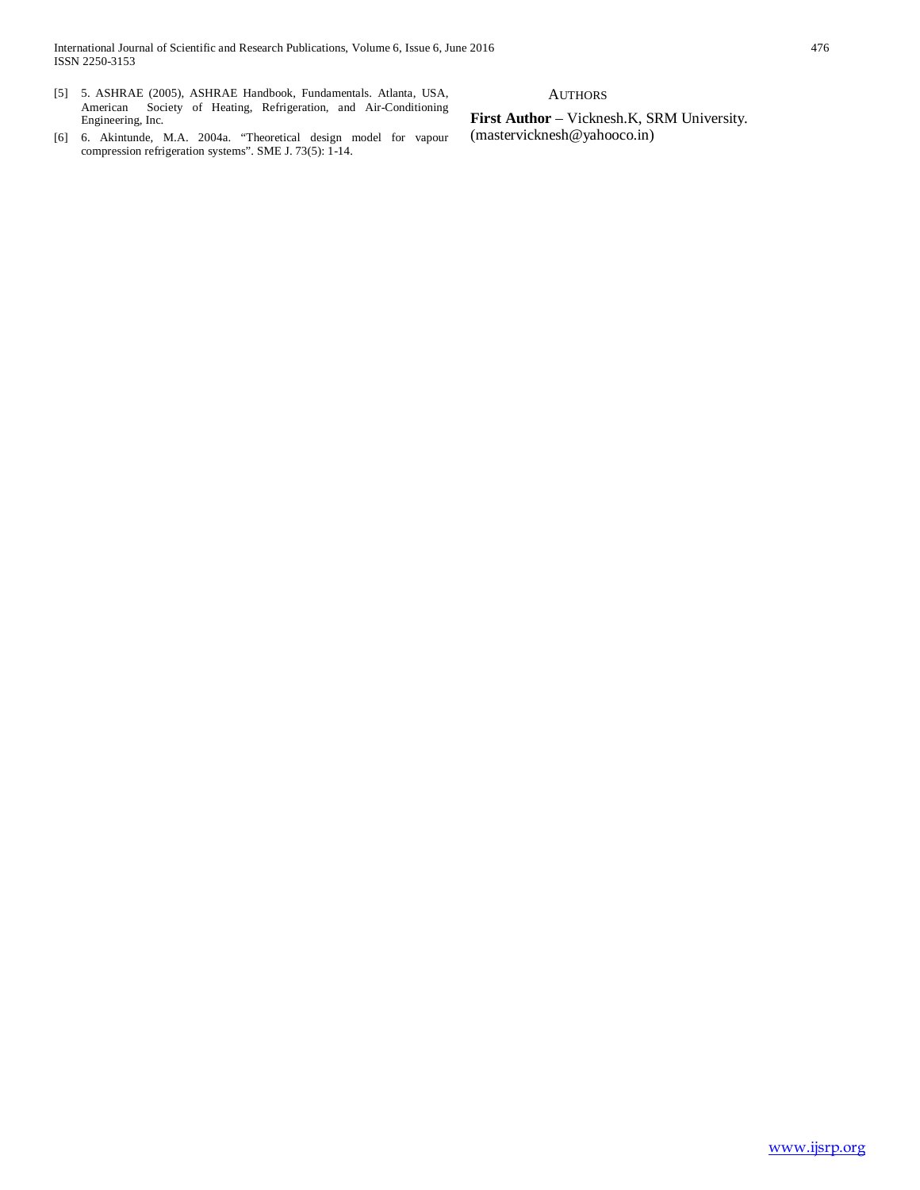[5] 5. ASHRAE (2005), ASHRAE Handbook, Fundamentals. Atlanta, USA, American Society of Heating, Refrigeration, and Air-Conditioning Engineering, Inc.

[6] 6. Akintunde, M.A. 2004a. "Theoretical design model for vapour compression refrigeration systems". SME J. 73(5): 1-14.

## AUTHORS

**First Author** – Vicknesh.K, SRM University. (mastervicknesh@yahooco.in)